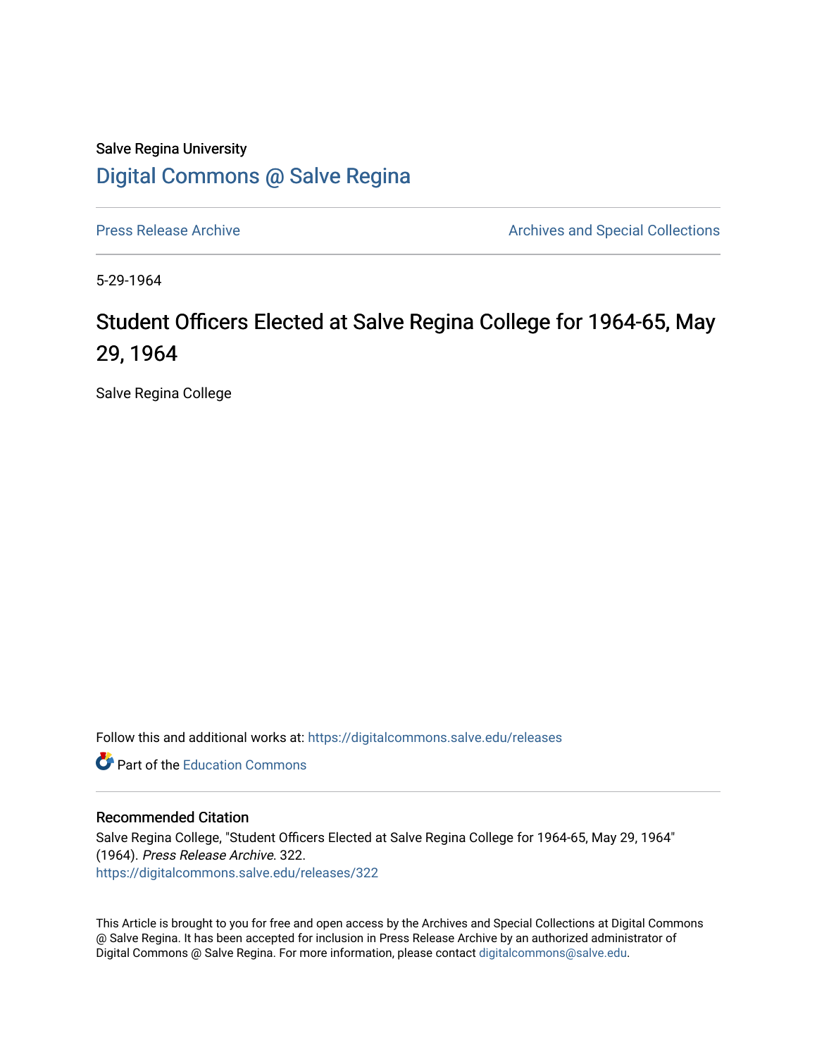Salve Regina University

# Digital Commons @ Salve Regina

Press Release Archive

Archives and Special Collections

5-29-1964

## Student Officers Elected at Salve Regina College for 1964-65, May 29, 1964

Salve Regina College

Follow this and additional works at: https://digitalcommons.salve.edu/releases

Part of the Education Commons

### Recommended Citation

Salve Regina College, "Student Officers Elected at Salve Regina College for 1964-65, May 29, 1964" (1964). *Press Release Archive*. 322.
https://digitalcommons.salve.edu/releases/322

This Article is brought to you for free and open access by the Archives and Special Collections at Digital Commons @ Salve Regina. It has been accepted for inclusion in Press Release Archive by an authorized administrator of Digital Commons @ Salve Regina. For more information, please contact digitalcommons@salve.edu.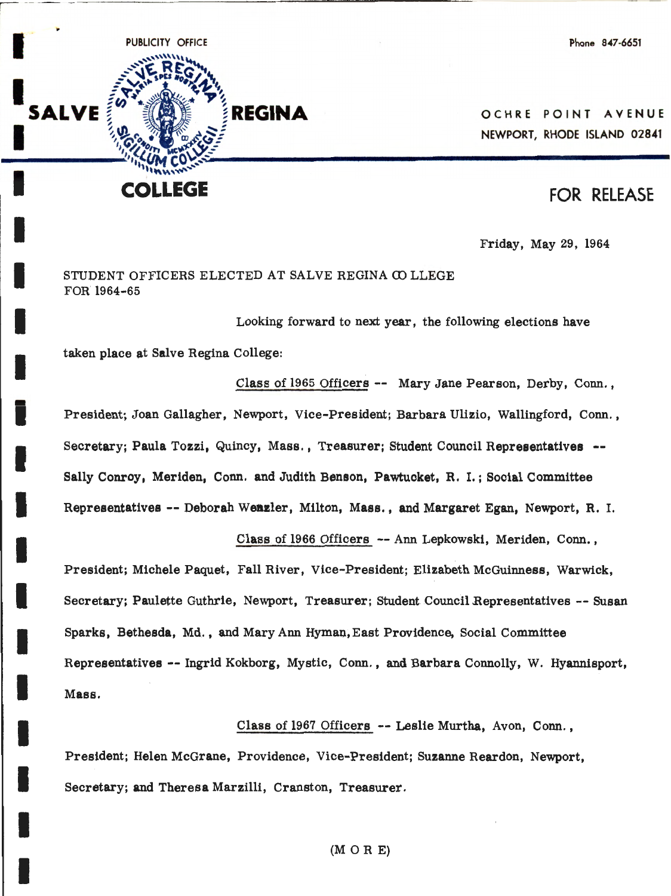PUBLICITY OFFICE

Phone 847-6651

SALVE REGINA COLLEGE

OCHRE POINT AVENUE
NEWPORT, RHODE ISLAND 02841

FOR RELEASE

Friday, May 29, 1964

STUDENT OFFICERS ELECTED AT SALVE REGINA COLLEGE
FOR 1964-65

Looking forward to next year, the following elections have taken place at Salve Regina College:

Class of 1965 Officers -- Mary Jane Pearson, Derby, Conn., President; Joan Gallagher, Newport, Vice-President; Barbara Ulizio, Wallingford, Conn., Secretary; Paula Tozzi, Quincy, Mass., Treasurer; Student Council Representatives -- Sally Conroy, Meriden, Conn. and Judith Benson, Pawtucket, R. I.; Social Committee Representatives -- Deborah Wenzler, Milton, Mass., and Margaret Egan, Newport, R. I.

Class of 1966 Officers -- Ann Lepkowski, Meriden, Conn., President; Michele Paquet, Fall River, Vice-President; Elizabeth McGuinness, Warwick, Secretary; Paulette Guthrie, Newport, Treasurer; Student Council Representatives -- Susan Sparks, Bethesda, Md., and Mary Ann Hyman, East Providence, Social Committee Representatives -- Ingrid Kokborg, Mystic, Conn., and Barbara Connolly, W. Hyannisport, Mass.

Class of 1967 Officers -- Leslie Murtha, Avon, Conn., President; Helen McGrane, Providence, Vice-President; Suzanne Reardon, Newport, Secretary; and Theresa Marzilli, Cranston, Treasurer.

(M O R E)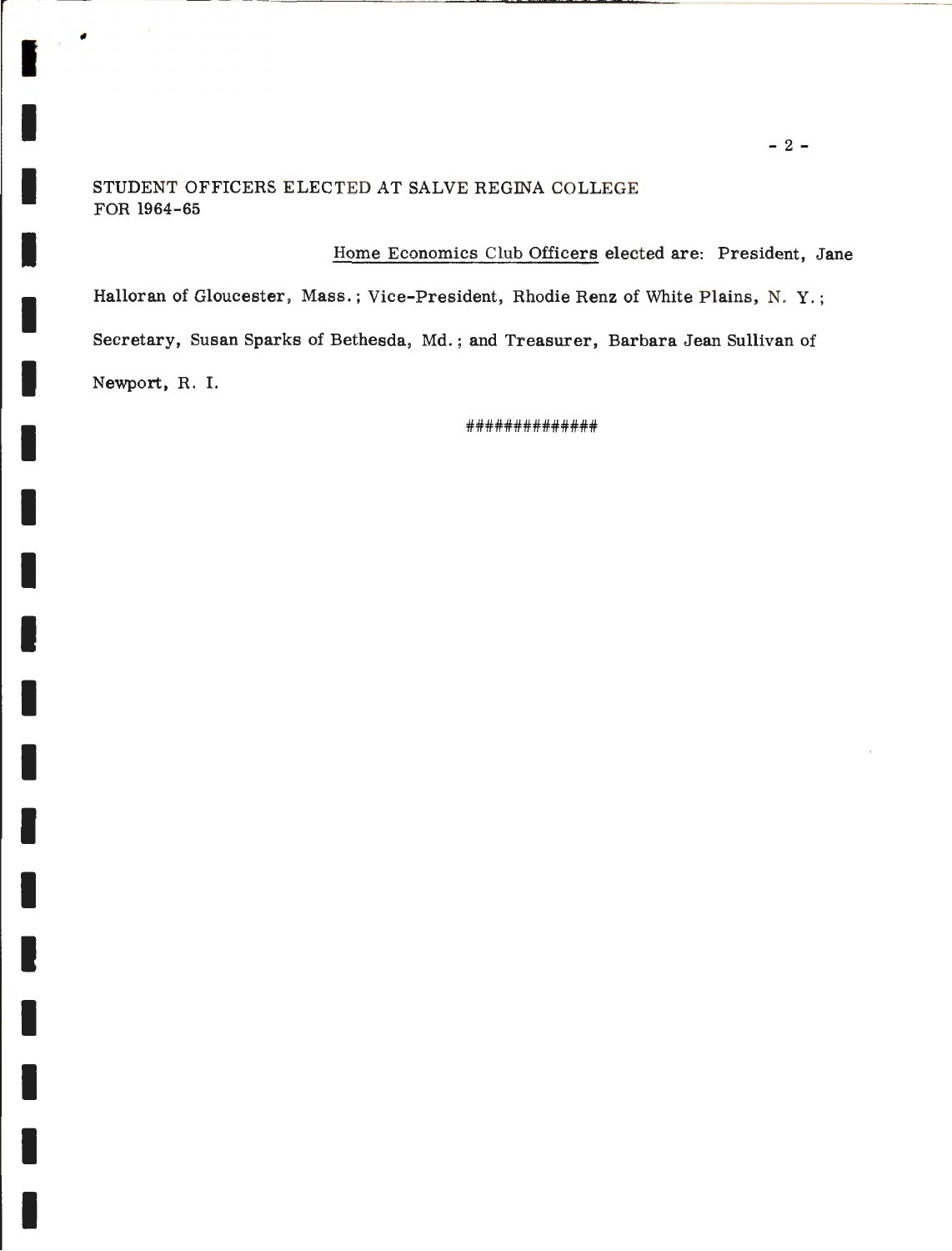STUDENT OFFICERS ELECTED AT SALVE REGINA COLLEGE
FOR 1964-65

<u>Home Economics Club Officers</u> elected are: President, Jane Halloran of Gloucester, Mass.; Vice-President, Rhodie Renz of White Plains, N. Y.; Secretary, Susan Sparks of Bethesda, Md.; and Treasurer, Barbara Jean Sullivan of Newport, R. I.

##############